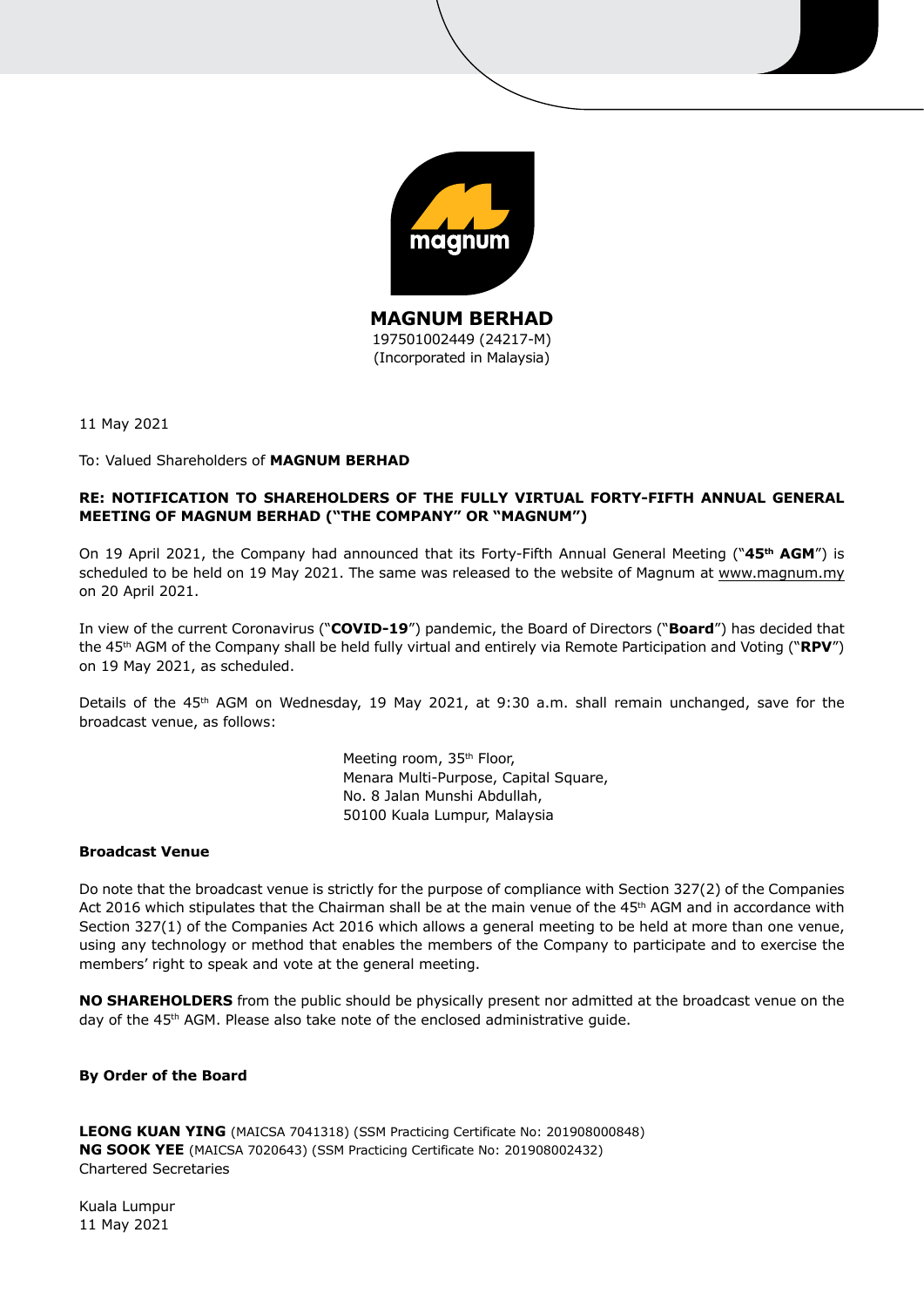**MAGNUM BERHAD**
197501002449 (24217-M)
(Incorporated in Malaysia)

11 May 2021

To: Valued Shareholders of **MAGNUM BERHAD**

**RE: NOTIFICATION TO SHAREHOLDERS OF THE FULLY VIRTUAL FORTY-FIFTH ANNUAL GENERAL MEETING OF MAGNUM BERHAD ("THE COMPANY" OR "MAGNUM")**

On 19 April 2021, the Company had announced that its Forty-Fifth Annual General Meeting ("**45th AGM**") is scheduled to be held on 19 May 2021. The same was released to the website of Magnum at www.magnum.my on 20 April 2021.

In view of the current Coronavirus ("**COVID-19**") pandemic, the Board of Directors ("**Board**") has decided that the 45th AGM of the Company shall be held fully virtual and entirely via Remote Participation and Voting ("**RPV**") on 19 May 2021, as scheduled.

Details of the 45th AGM on Wednesday, 19 May 2021, at 9:30 a.m. shall remain unchanged, save for the broadcast venue, as follows:

Meeting room, 35th Floor,
Menara Multi-Purpose, Capital Square,
No. 8 Jalan Munshi Abdullah,
50100 Kuala Lumpur, Malaysia

**Broadcast Venue**

Do note that the broadcast venue is strictly for the purpose of compliance with Section 327(2) of the Companies Act 2016 which stipulates that the Chairman shall be at the main venue of the 45th AGM and in accordance with Section 327(1) of the Companies Act 2016 which allows a general meeting to be held at more than one venue, using any technology or method that enables the members of the Company to participate and to exercise the members' right to speak and vote at the general meeting.

**NO SHAREHOLDERS** from the public should be physically present nor admitted at the broadcast venue on the day of the 45th AGM. Please also take note of the enclosed administrative guide.

**By Order of the Board**

**LEONG KUAN YING** (MAICSA 7041318) (SSM Practicing Certificate No: 201908000848)
**NG SOOK YEE** (MAICSA 7020643) (SSM Practicing Certificate No: 201908002432)
Chartered Secretaries

Kuala Lumpur
11 May 2021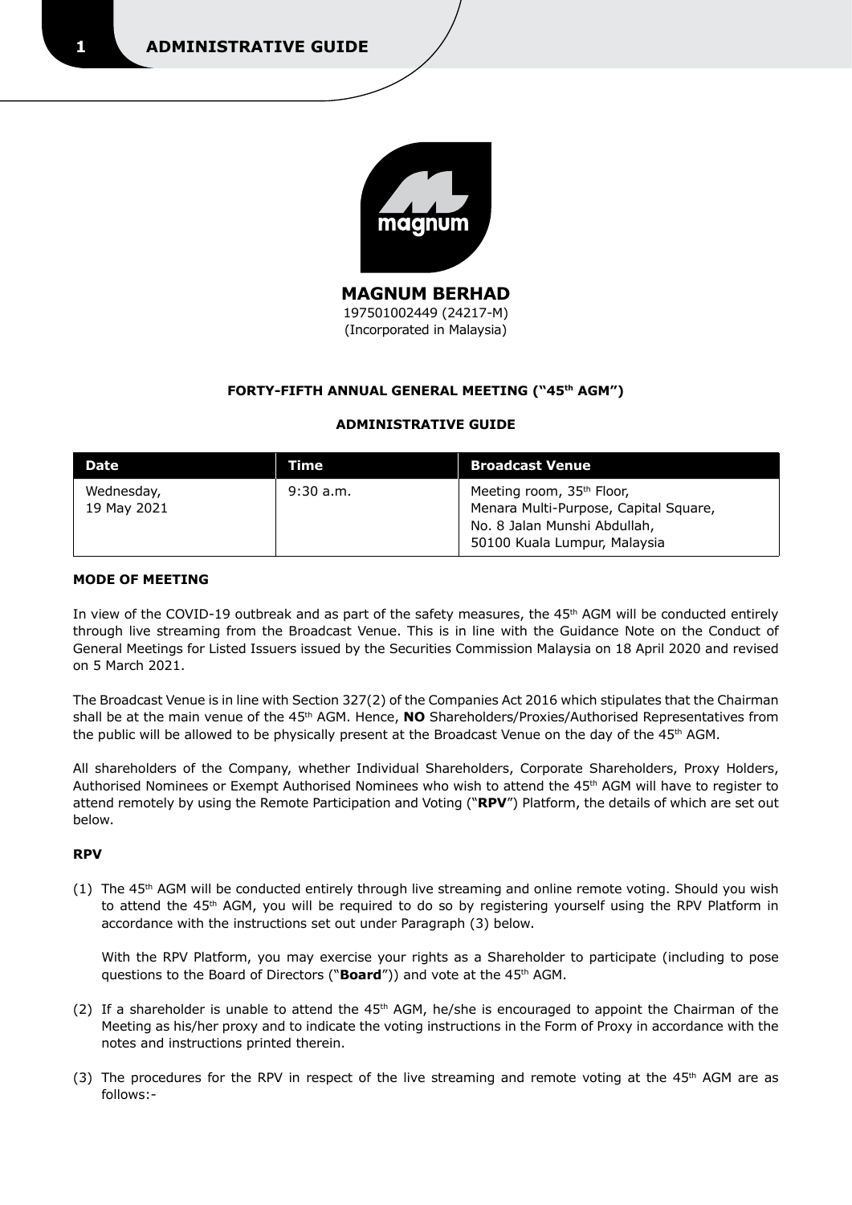**MAGNUM BERHAD**
197501002449 (24217-M)
(Incorporated in Malaysia)

**FORTY-FIFTH ANNUAL GENERAL MEETING ("45th AGM")**

**ADMINISTRATIVE GUIDE**

| Date | Time | Broadcast Venue |
| --- | --- | --- |
| Wednesday, 19 May 2021 | 9:30 a.m. | Meeting room, 35th Floor, Menara Multi-Purpose, Capital Square, No. 8 Jalan Munshi Abdullah, 50100 Kuala Lumpur, Malaysia |

**MODE OF MEETING**

In view of the COVID-19 outbreak and as part of the safety measures, the 45th AGM will be conducted entirely through live streaming from the Broadcast Venue. This is in line with the Guidance Note on the Conduct of General Meetings for Listed Issuers issued by the Securities Commission Malaysia on 18 April 2020 and revised on 5 March 2021.

The Broadcast Venue is in line with Section 327(2) of the Companies Act 2016 which stipulates that the Chairman shall be at the main venue of the 45th AGM. Hence, **NO** Shareholders/Proxies/Authorised Representatives from the public will be allowed to be physically present at the Broadcast Venue on the day of the 45th AGM.

All shareholders of the Company, whether Individual Shareholders, Corporate Shareholders, Proxy Holders, Authorised Nominees or Exempt Authorised Nominees who wish to attend the 45th AGM will have to register to attend remotely by using the Remote Participation and Voting ("**RPV**") Platform, the details of which are set out below.

**RPV**

(1) The 45th AGM will be conducted entirely through live streaming and online remote voting. Should you wish to attend the 45th AGM, you will be required to do so by registering yourself using the RPV Platform in accordance with the instructions set out under Paragraph (3) below.

With the RPV Platform, you may exercise your rights as a Shareholder to participate (including to pose questions to the Board of Directors ("**Board**")) and vote at the 45th AGM.

(2) If a shareholder is unable to attend the 45th AGM, he/she is encouraged to appoint the Chairman of the Meeting as his/her proxy and to indicate the voting instructions in the Form of Proxy in accordance with the notes and instructions printed therein.

(3) The procedures for the RPV in respect of the live streaming and remote voting at the 45th AGM are as follows:-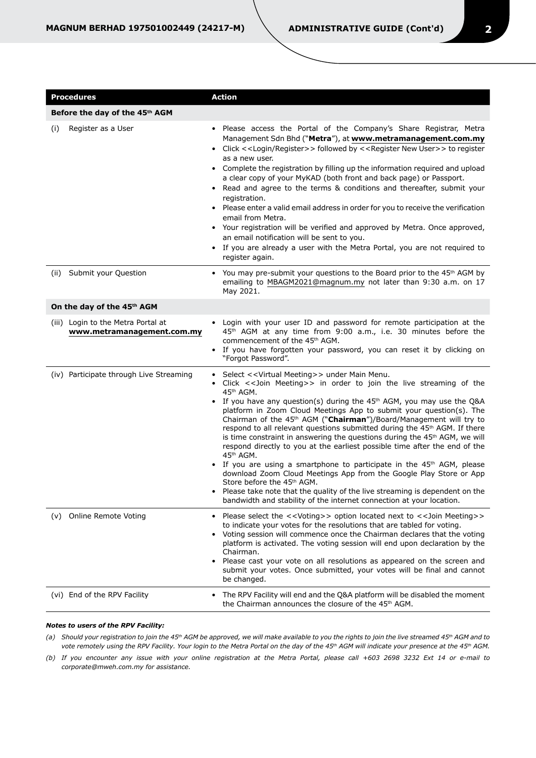| Procedures | Action |
|---|---|
| **Before the day of the 45th AGM** | |
| (i) Register as a User | • Please access the Portal of the Company's Share Registrar, Metra Management Sdn Bhd ("**Metra**"), at **www.metramanagement.com.my**<br>• Click <<Login/Register>> followed by <<Register New User>> to register as a new user.<br>• Complete the registration by filling up the information required and upload a clear copy of your MyKAD (both front and back page) or Passport.<br>• Read and agree to the terms & conditions and thereafter, submit your registration.<br>• Please enter a valid email address in order for you to receive the verification email from Metra.<br>• Your registration will be verified and approved by Metra. Once approved, an email notification will be sent to you.<br>• If you are already a user with the Metra Portal, you are not required to register again. |
| (ii) Submit your Question | • You may pre-submit your questions to the Board prior to the 45th AGM by emailing to MBAGM2021@magnum.my not later than 9:30 a.m. on 17 May 2021. |
| **On the day of the 45th AGM** | |
| (iii) Login to the Metra Portal at **www.metramanagement.com.my** | • Login with your user ID and password for remote participation at the 45th AGM at any time from 9:00 a.m., i.e. 30 minutes before the commencement of the 45th AGM.<br>• If you have forgotten your password, you can reset it by clicking on "Forgot Password". |
| (iv) Participate through Live Streaming | • Select <<Virtual Meeting>> under Main Menu.<br>• Click <<Join Meeting>> in order to join the live streaming of the 45th AGM.<br>• If you have any question(s) during the 45th AGM, you may use the Q&A platform in Zoom Cloud Meetings App to submit your question(s). The Chairman of the 45th AGM ("**Chairman**")/Board/Management will try to respond to all relevant questions submitted during the 45th AGM. If there is time constraint in answering the questions during the 45th AGM, we will respond directly to you at the earliest possible time after the end of the 45th AGM.<br>• If you are using a smartphone to participate in the 45th AGM, please download Zoom Cloud Meetings App from the Google Play Store or App Store before the 45th AGM.<br>• Please take note that the quality of the live streaming is dependent on the bandwidth and stability of the internet connection at your location. |
| (v) Online Remote Voting | • Please select the <<Voting>> option located next to <<Join Meeting>> to indicate your votes for the resolutions that are tabled for voting.<br>• Voting session will commence once the Chairman declares that the voting platform is activated. The voting session will end upon declaration by the Chairman.<br>• Please cast your vote on all resolutions as appeared on the screen and submit your votes. Once submitted, your votes will be final and cannot be changed. |
| (vi) End of the RPV Facility | • The RPV Facility will end and the Q&A platform will be disabled the moment the Chairman announces the closure of the 45th AGM. |

***Notes to users of the RPV Facility:***

*(a) Should your registration to join the 45th AGM be approved, we will make available to you the rights to join the live streamed 45th AGM and to vote remotely using the RPV Facility. Your login to the Metra Portal on the day of the 45th AGM will indicate your presence at the 45th AGM.*

*(b) If you encounter any issue with your online registration at the Metra Portal, please call +603 2698 3232 Ext 14 or e-mail to corporate@mweh.com.my for assistance.*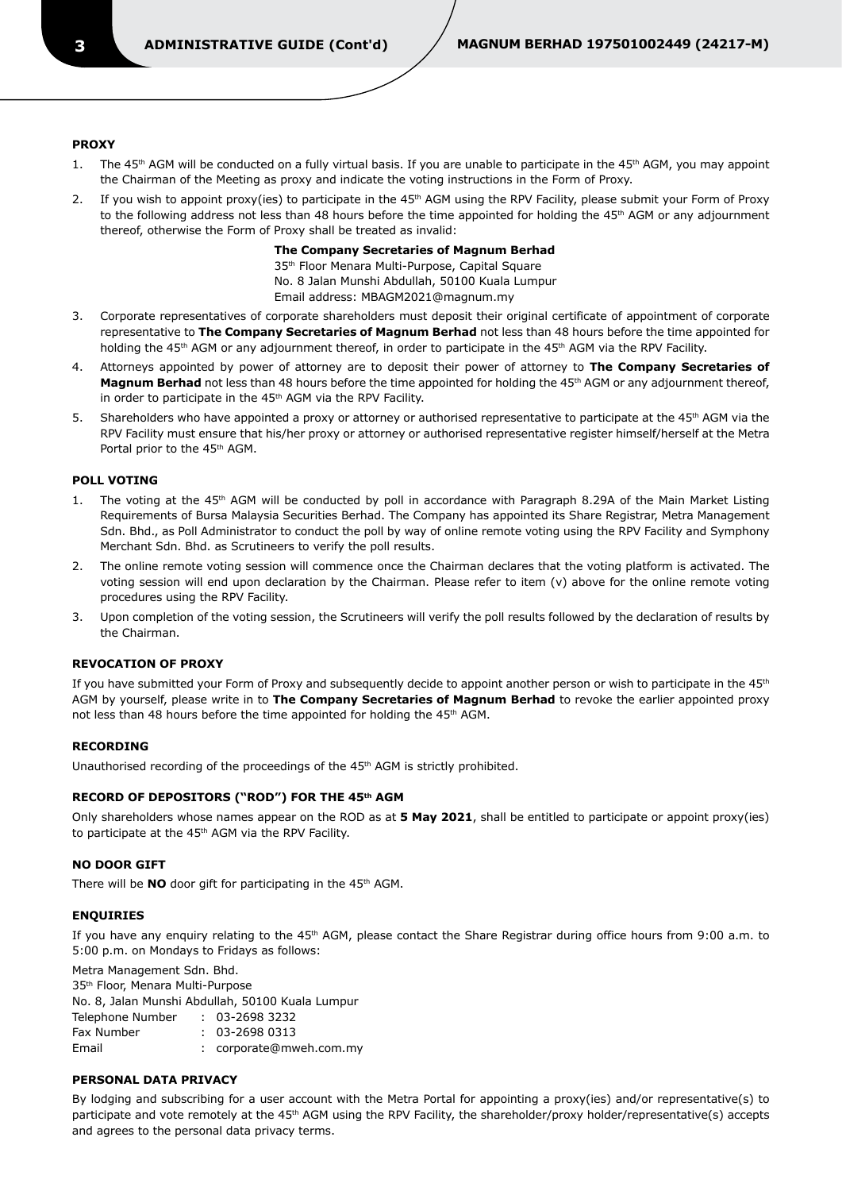## PROXY

1. The 45th AGM will be conducted on a fully virtual basis. If you are unable to participate in the 45th AGM, you may appoint the Chairman of the Meeting as proxy and indicate the voting instructions in the Form of Proxy.
2. If you wish to appoint proxy(ies) to participate in the 45th AGM using the RPV Facility, please submit your Form of Proxy to the following address not less than 48 hours before the time appointed for holding the 45th AGM or any adjournment thereof, otherwise the Form of Proxy shall be treated as invalid:

   **The Company Secretaries of Magnum Berhad**
   35th Floor Menara Multi-Purpose, Capital Square
   No. 8 Jalan Munshi Abdullah, 50100 Kuala Lumpur
   Email address: MBAGM2021@magnum.my

3. Corporate representatives of corporate shareholders must deposit their original certificate of appointment of corporate representative to **The Company Secretaries of Magnum Berhad** not less than 48 hours before the time appointed for holding the 45th AGM or any adjournment thereof, in order to participate in the 45th AGM via the RPV Facility.
4. Attorneys appointed by power of attorney are to deposit their power of attorney to **The Company Secretaries of Magnum Berhad** not less than 48 hours before the time appointed for holding the 45th AGM or any adjournment thereof, in order to participate in the 45th AGM via the RPV Facility.
5. Shareholders who have appointed a proxy or attorney or authorised representative to participate at the 45th AGM via the RPV Facility must ensure that his/her proxy or attorney or authorised representative register himself/herself at the Metra Portal prior to the 45th AGM.

## POLL VOTING

1. The voting at the 45th AGM will be conducted by poll in accordance with Paragraph 8.29A of the Main Market Listing Requirements of Bursa Malaysia Securities Berhad. The Company has appointed its Share Registrar, Metra Management Sdn. Bhd., as Poll Administrator to conduct the poll by way of online remote voting using the RPV Facility and Symphony Merchant Sdn. Bhd. as Scrutineers to verify the poll results.
2. The online remote voting session will commence once the Chairman declares that the voting platform is activated. The voting session will end upon declaration by the Chairman. Please refer to item (v) above for the online remote voting procedures using the RPV Facility.
3. Upon completion of the voting session, the Scrutineers will verify the poll results followed by the declaration of results by the Chairman.

## REVOCATION OF PROXY

If you have submitted your Form of Proxy and subsequently decide to appoint another person or wish to participate in the 45th AGM by yourself, please write in to **The Company Secretaries of Magnum Berhad** to revoke the earlier appointed proxy not less than 48 hours before the time appointed for holding the 45th AGM.

## RECORDING

Unauthorised recording of the proceedings of the 45th AGM is strictly prohibited.

## RECORD OF DEPOSITORS ("ROD") FOR THE 45th AGM

Only shareholders whose names appear on the ROD as at **5 May 2021**, shall be entitled to participate or appoint proxy(ies) to participate at the 45th AGM via the RPV Facility.

## NO DOOR GIFT

There will be **NO** door gift for participating in the 45th AGM.

## ENQUIRIES

If you have any enquiry relating to the 45th AGM, please contact the Share Registrar during office hours from 9:00 a.m. to 5:00 p.m. on Mondays to Fridays as follows:

Metra Management Sdn. Bhd.
35th Floor, Menara Multi-Purpose
No. 8, Jalan Munshi Abdullah, 50100 Kuala Lumpur
Telephone Number : 03-2698 3232
Fax Number : 03-2698 0313
Email : corporate@mweh.com.my

## PERSONAL DATA PRIVACY

By lodging and subscribing for a user account with the Metra Portal for appointing a proxy(ies) and/or representative(s) to participate and vote remotely at the 45th AGM using the RPV Facility, the shareholder/proxy holder/representative(s) accepts and agrees to the personal data privacy terms.